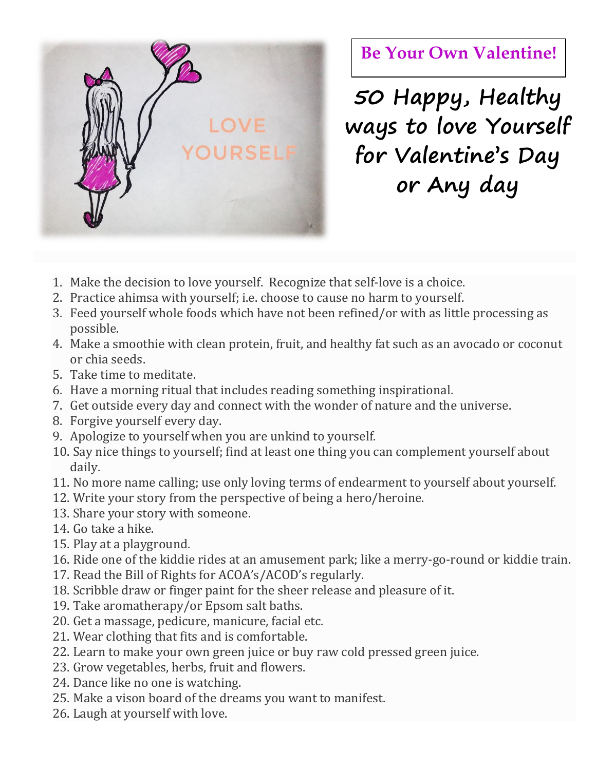**Be Your Own Valentine!**

# 50 Happy, Healthy ways to love Yourself for Valentine's Day or Any day

1. Make the decision to love yourself. Recognize that self-love is a choice.
2. Practice ahimsa with yourself; i.e. choose to cause no harm to yourself.
3. Feed yourself whole foods which have not been refined/or with as little processing as possible.
4. Make a smoothie with clean protein, fruit, and healthy fat such as an avocado or coconut or chia seeds.
5. Take time to meditate.
6. Have a morning ritual that includes reading something inspirational.
7. Get outside every day and connect with the wonder of nature and the universe.
8. Forgive yourself every day.
9. Apologize to yourself when you are unkind to yourself.
10. Say nice things to yourself; find at least one thing you can complement yourself about daily.
11. No more name calling; use only loving terms of endearment to yourself about yourself.
12. Write your story from the perspective of being a hero/heroine.
13. Share your story with someone.
14. Go take a hike.
15. Play at a playground.
16. Ride one of the kiddie rides at an amusement park; like a merry-go-round or kiddie train.
17. Read the Bill of Rights for ACOA's/ACOD's regularly.
18. Scribble draw or finger paint for the sheer release and pleasure of it.
19. Take aromatherapy/or Epsom salt baths.
20. Get a massage, pedicure, manicure, facial etc.
21. Wear clothing that fits and is comfortable.
22. Learn to make your own green juice or buy raw cold pressed green juice.
23. Grow vegetables, herbs, fruit and flowers.
24. Dance like no one is watching.
25. Make a vison board of the dreams you want to manifest.
26. Laugh at yourself with love.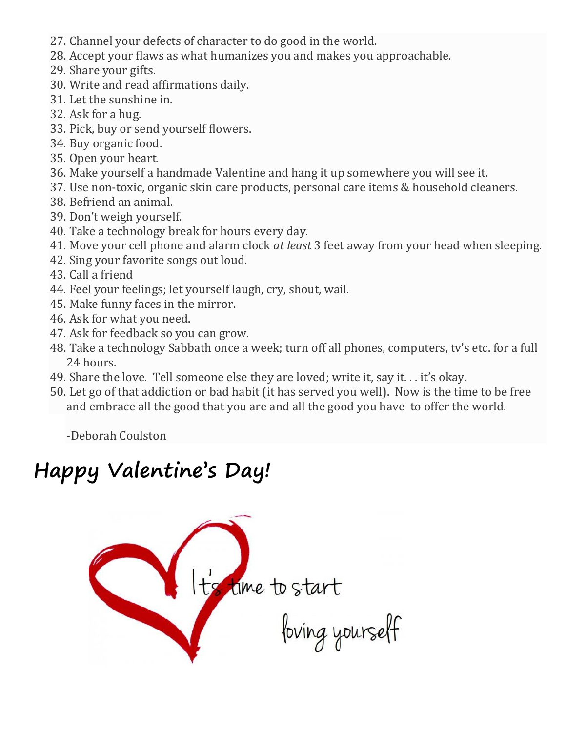27. Channel your defects of character to do good in the world.
28. Accept your flaws as what humanizes you and makes you approachable.
29. Share your gifts.
30. Write and read affirmations daily.
31. Let the sunshine in.
32. Ask for a hug.
33. Pick, buy or send yourself flowers.
34. Buy organic food.
35. Open your heart.
36. Make yourself a handmade Valentine and hang it up somewhere you will see it.
37. Use non-toxic, organic skin care products, personal care items & household cleaners.
38. Befriend an animal.
39. Don't weigh yourself.
40. Take a technology break for hours every day.
41. Move your cell phone and alarm clock *at least* 3 feet away from your head when sleeping.
42. Sing your favorite songs out loud.
43. Call a friend
44. Feel your feelings; let yourself laugh, cry, shout, wail.
45. Make funny faces in the mirror.
46. Ask for what you need.
47. Ask for feedback so you can grow.
48. Take a technology Sabbath once a week; turn off all phones, computers, tv's etc. for a full 24 hours.
49. Share the love. Tell someone else they are loved; write it, say it. . . it's okay.
50. Let go of that addiction or bad habit (it has served you well). Now is the time to be free and embrace all the good that you are and all the good you have to offer the world.

-Deborah Coulston

# Happy Valentine's Day!

It's time to start loving yourself